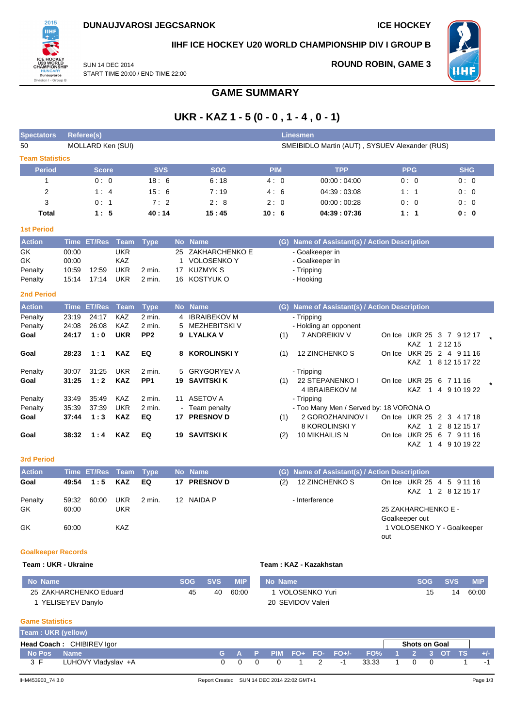**DUNAUJVAROSI JEGCSARNOK** | **ICE HOCKEY**

**IIHF ICE HOCKEY U20 WORLD CHAMPIONSHIP DIV I GROUP B**

SUN 14 DEC 2014
START TIME 20:00 / END TIME 22:00

**ROUND ROBIN, GAME 3**

# GAME SUMMARY

## UKR - KAZ 1 - 5 (0 - 0 , 1 - 4 , 0 - 1)

| Spectators | Referee(s) | Linesmen |
|---|---|---|
| 50 | MOLLARD Ken (SUI) | SMEIBIDLO Martin (AUT) , SYSUEV Alexander (RUS) |

### Team Statistics

| Period | Score | SVS | SOG | PIM | TPP | PPG | SHG |
|---|---|---|---|---|---|---|---|
| 1 | 0 : 0 | 18 : 6 | 6 : 18 | 4 : 0 | 00:00 : 04:00 | 0 : 0 | 0 : 0 |
| 2 | 1 : 4 | 15 : 6 | 7 : 19 | 4 : 6 | 04:39 : 03:08 | 1 : 1 | 0 : 0 |
| 3 | 0 : 1 | 7 : 2 | 2 : 8 | 2 : 0 | 00:00 : 00:28 | 0 : 0 | 0 : 0 |
| **Total** | **1 : 5** | **40 : 14** | **15 : 45** | **10 : 6** | **04:39 : 07:36** | **1 : 1** | **0 : 0** |

### 1st Period

| Action | Time | ET/Res | Team | Type | No | Name | (G) | Name of Assistant(s) / Action Description | |
|---|---|---|---|---|---|---|---|---|---|
| GK | 00:00 | | UKR | | 25 | ZAKHARCHENKO E | | - Goalkeeper in | |
| GK | 00:00 | | KAZ | | 1 | VOLOSENKO Y | | - Goalkeeper in | |
| Penalty | 10:59 | 12:59 | UKR | 2 min. | 17 | KUZMYK S | | - Tripping | |
| Penalty | 15:14 | 17:14 | UKR | 2 min. | 16 | KOSTYUK O | | - Hooking | |

### 2nd Period

| Action | Time | ET/Res | Team | Type | No | Name | (G) | Name of Assistant(s) / Action Description | On Ice |
|---|---|---|---|---|---|---|---|---|---|
| Penalty | 23:19 | 24:17 | KAZ | 2 min. | 4 | IBRAIBEKOV M | | - Tripping | |
| Penalty | 24:08 | 26:08 | KAZ | 2 min. | 5 | MEZHEBITSKI V | | - Holding an opponent | |
| **Goal** | **24:17** | **1 : 0** | **UKR** | **PP2** | **9** | **LYALKA V** | (1) | 7 ANDREIKIV V | On Ice UKR 25 3 7 9 12 17 KAZ 1 2 12 15 * |
| **Goal** | **28:23** | **1 : 1** | **KAZ** | **EQ** | **8** | **KOROLINSKI Y** | (1) | 12 ZINCHENKO S | On Ice UKR 25 2 4 9 11 16 KAZ 1 8 12 15 17 22 |
| Penalty | 30:07 | 31:25 | UKR | 2 min. | 5 | GRYGORYEV A | | - Tripping | |
| **Goal** | **31:25** | **1 : 2** | **KAZ** | **PP1** | **19** | **SAVITSKI K** | (1) | 22 STEPANENKO I, 4 IBRAIBEKOV M | On Ice UKR 25 6 7 11 16 KAZ 1 4 9 10 19 22 * |
| Penalty | 33:49 | 35:49 | KAZ | 2 min. | 11 | ASETOV A | | - Tripping | |
| Penalty | 35:39 | 37:39 | UKR | 2 min. | - | Team penalty | | - Too Many Men / Served by: 18 VORONA O | |
| **Goal** | **37:44** | **1 : 3** | **KAZ** | **EQ** | **17** | **PRESNOV D** | (1) | 2 GOROZHANINOV I, 8 KOROLINSKI Y | On Ice UKR 25 2 3 4 17 18 KAZ 1 2 8 12 15 17 |
| **Goal** | **38:32** | **1 : 4** | **KAZ** | **EQ** | **19** | **SAVITSKI K** | (2) | 10 MIKHAILIS N | On Ice UKR 25 6 7 9 11 16 KAZ 1 4 9 10 19 22 |

### 3rd Period

| Action | Time | ET/Res | Team | Type | No | Name | (G) | Name of Assistant(s) / Action Description | On Ice |
|---|---|---|---|---|---|---|---|---|---|
| **Goal** | **49:54** | **1 : 5** | **KAZ** | **EQ** | **17** | **PRESNOV D** | (2) | 12 ZINCHENKO S | On Ice UKR 25 4 5 9 11 16 KAZ 1 2 8 12 15 17 |
| Penalty | 59:32 | 60:00 | UKR | 2 min. | 12 | NAIDA P | | - Interference | |
| GK | 60:00 | | UKR | | | | | | 25 ZAKHARCHENKO E - Goalkeeper out |
| GK | 60:00 | | KAZ | | | | | | 1 VOLOSENKO Y - Goalkeeper out |

### Goalkeeper Records

**Team : UKR - Ukraine**

| No | Name | SOG | SVS | MIP |
|---|---|---|---|---|
| 25 | ZAKHARCHENKO Eduard | 45 | 40 | 60:00 |
| 1 | YELISEYEV Danylo | | | |

**Team : KAZ - Kazakhstan**

| No | Name | SOG | SVS | MIP |
|---|---|---|---|---|
| 1 | VOLOSENKO Yuri | 15 | 14 | 60:00 |
| 20 | SEVIDOV Valeri | | | |

### Game Statistics

**Team : UKR (yellow)**

**Head Coach :** CHIBIREV Igor

| No | Pos | Name | G | A | P | PIM | FO+ | FO- | FO+/- | FO% | 1 | 2 | 3 | OT | TS | +/- |
|---|---|---|---|---|---|---|---|---|---|---|---|---|---|---|---|---|
| | | | | | | | | | | | Shots on Goal | | | | | |
| 3 | F | LUHOVY Vladyslav +A | 0 | 0 | 0 | 0 | 1 | 2 | -1 | 33.33 | 1 | 0 | 0 | | 1 | -1 |

IHM453903_74 3.0 | Report Created SUN 14 DEC 2014 22:02 GMT+1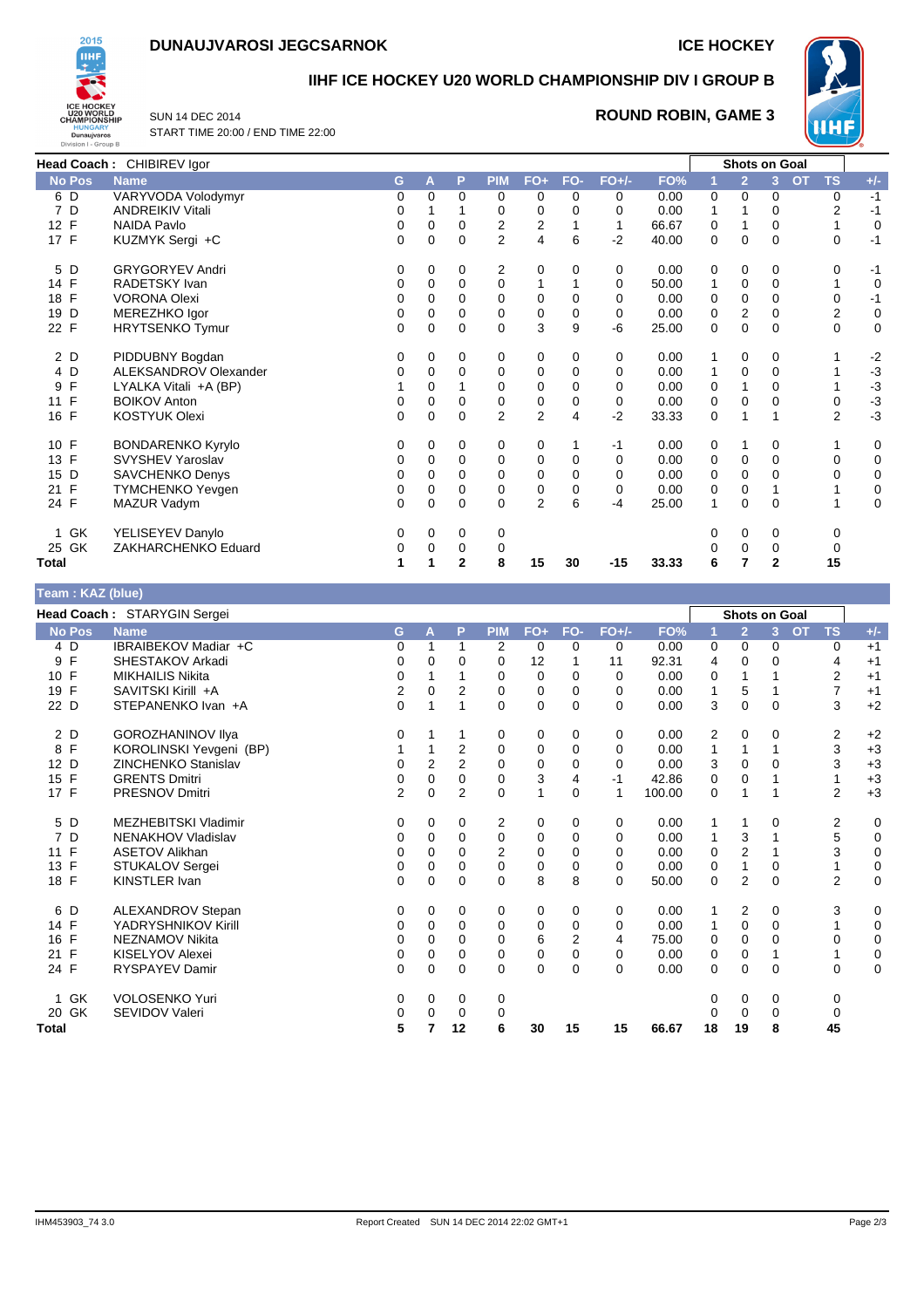# DUNAUJVAROSI JEGCSARNOK

**ICE HOCKEY**

## IIHF ICE HOCKEY U20 WORLD CHAMPIONSHIP DIV I GROUP B

SUN 14 DEC 2014
START TIME 20:00 / END TIME 22:00

**ROUND ROBIN, GAME 3**

**Head Coach :** CHIBIREV Igor

| No | Pos | Name | G | A | P | PIM | FO+ | FO- | FO+/- | FO% | 1 | 2 | 3 | OT | TS | +/- |
|---|---|---|---|---|---|---|---|---|---|---|---|---|---|---|---|---|
| 6 | D | VARYVODA Volodymyr | 0 | 0 | 0 | 0 | 0 | 0 | 0 | 0.00 | 0 | 0 | 0 | | 0 | -1 |
| 7 | D | ANDREIKIV Vitali | 0 | 1 | 1 | 0 | 0 | 0 | 0 | 0.00 | 1 | 1 | 0 | | 2 | -1 |
| 12 | F | NAIDA Pavlo | 0 | 0 | 0 | 2 | 2 | 1 | 1 | 66.67 | 0 | 1 | 0 | | 1 | 0 |
| 17 | F | KUZMYK Sergi +C | 0 | 0 | 0 | 2 | 4 | 6 | -2 | 40.00 | 0 | 0 | 0 | | 0 | -1 |
| 5 | D | GRYGORYEV Andri | 0 | 0 | 0 | 2 | 0 | 0 | 0 | 0.00 | 0 | 0 | 0 | | 0 | -1 |
| 14 | F | RADETSKY Ivan | 0 | 0 | 0 | 0 | 1 | 1 | 0 | 50.00 | 1 | 0 | 0 | | 1 | 0 |
| 18 | F | VORONA Olexi | 0 | 0 | 0 | 0 | 0 | 0 | 0 | 0.00 | 0 | 0 | 0 | | 0 | -1 |
| 19 | D | MEREZHKO Igor | 0 | 0 | 0 | 0 | 0 | 0 | 0 | 0.00 | 0 | 2 | 0 | | 2 | 0 |
| 22 | F | HRYTSENKO Tymur | 0 | 0 | 0 | 0 | 3 | 9 | -6 | 25.00 | 0 | 0 | 0 | | 0 | 0 |
| 2 | D | PIDDUBNY Bogdan | 0 | 0 | 0 | 0 | 0 | 0 | 0 | 0.00 | 1 | 0 | 0 | | 1 | -2 |
| 4 | D | ALEKSANDROV Olexander | 0 | 0 | 0 | 0 | 0 | 0 | 0 | 0.00 | 1 | 0 | 0 | | 1 | -3 |
| 9 | F | LYALKA Vitali +A (BP) | 1 | 0 | 1 | 0 | 0 | 0 | 0 | 0.00 | 0 | 1 | 0 | | 1 | -3 |
| 11 | F | BOIKOV Anton | 0 | 0 | 0 | 0 | 0 | 0 | 0 | 0.00 | 0 | 0 | 0 | | 0 | -3 |
| 16 | F | KOSTYUK Olexi | 0 | 0 | 0 | 2 | 2 | 4 | -2 | 33.33 | 0 | 1 | 1 | | 2 | -3 |
| 10 | F | BONDARENKO Kyrylo | 0 | 0 | 0 | 0 | 0 | 1 | -1 | 0.00 | 0 | 1 | 0 | | 1 | 0 |
| 13 | F | SVYSHEV Yaroslav | 0 | 0 | 0 | 0 | 0 | 0 | 0 | 0.00 | 0 | 0 | 0 | | 0 | 0 |
| 15 | D | SAVCHENKO Denys | 0 | 0 | 0 | 0 | 0 | 0 | 0 | 0.00 | 0 | 0 | 0 | | 0 | 0 |
| 21 | F | TYMCHENKO Yevgen | 0 | 0 | 0 | 0 | 0 | 0 | 0 | 0.00 | 0 | 0 | 1 | | 1 | 0 |
| 24 | F | MAZUR Vadym | 0 | 0 | 0 | 0 | 2 | 6 | -4 | 25.00 | 1 | 0 | 0 | | 1 | 0 |
| 1 | GK | YELISEYEV Danylo | 0 | 0 | 0 | 0 | | | | | 0 | 0 | 0 | | 0 | |
| 25 | GK | ZAKHARCHENKO Eduard | 0 | 0 | 0 | 0 | | | | | 0 | 0 | 0 | | 0 | |
| **Total** | | | **1** | **1** | **2** | **8** | **15** | **30** | **-15** | **33.33** | **6** | **7** | **2** | | **15** | |

**Team : KAZ (blue)**

**Head Coach :** STARYGIN Sergei

| No | Pos | Name | G | A | P | PIM | FO+ | FO- | FO+/- | FO% | 1 | 2 | 3 | OT | TS | +/- |
|---|---|---|---|---|---|---|---|---|---|---|---|---|---|---|---|---|
| 4 | D | IBRAIBEKOV Madiar +C | 0 | 1 | 1 | 2 | 0 | 0 | 0 | 0.00 | 0 | 0 | 0 | | 0 | +1 |
| 9 | F | SHESTAKOV Arkadi | 0 | 0 | 0 | 0 | 12 | 1 | 11 | 92.31 | 4 | 0 | 0 | | 4 | +1 |
| 10 | F | MIKHAILIS Nikita | 0 | 1 | 1 | 0 | 0 | 0 | 0 | 0.00 | 0 | 1 | 1 | | 2 | +1 |
| 19 | F | SAVITSKI Kirill +A | 2 | 0 | 2 | 0 | 0 | 0 | 0 | 0.00 | 1 | 5 | 1 | | 7 | +1 |
| 22 | D | STEPANENKO Ivan +A | 0 | 1 | 1 | 0 | 0 | 0 | 0 | 0.00 | 3 | 0 | 0 | | 3 | +2 |
| 2 | D | GOROZHANINOV Ilya | 0 | 1 | 1 | 0 | 0 | 0 | 0 | 0.00 | 2 | 0 | 0 | | 2 | +2 |
| 8 | F | KOROLINSKI Yevgeni (BP) | 1 | 1 | 2 | 0 | 0 | 0 | 0 | 0.00 | 1 | 1 | 1 | | 3 | +3 |
| 12 | D | ZINCHENKO Stanislav | 0 | 2 | 2 | 0 | 0 | 0 | 0 | 0.00 | 3 | 0 | 0 | | 3 | +3 |
| 15 | F | GRENTS Dmitri | 0 | 0 | 0 | 0 | 3 | 4 | -1 | 42.86 | 0 | 0 | 1 | | 1 | +3 |
| 17 | F | PRESNOV Dmitri | 2 | 0 | 2 | 0 | 1 | 0 | 1 | 100.00 | 0 | 1 | 1 | | 2 | +3 |
| 5 | D | MEZHEBITSKI Vladimir | 0 | 0 | 0 | 2 | 0 | 0 | 0 | 0.00 | 1 | 1 | 0 | | 2 | 0 |
| 7 | D | NENAKHOV Vladislav | 0 | 0 | 0 | 0 | 0 | 0 | 0 | 0.00 | 1 | 3 | 1 | | 5 | 0 |
| 11 | F | ASETOV Alikhan | 0 | 0 | 0 | 2 | 0 | 0 | 0 | 0.00 | 0 | 2 | 1 | | 3 | 0 |
| 13 | F | STUKALOV Sergei | 0 | 0 | 0 | 0 | 0 | 0 | 0 | 0.00 | 0 | 1 | 0 | | 1 | 0 |
| 18 | F | KINSTLER Ivan | 0 | 0 | 0 | 0 | 8 | 8 | 0 | 50.00 | 0 | 2 | 0 | | 2 | 0 |
| 6 | D | ALEXANDROV Stepan | 0 | 0 | 0 | 0 | 0 | 0 | 0 | 0.00 | 1 | 2 | 0 | | 3 | 0 |
| 14 | F | YADRYSHNIKOV Kirill | 0 | 0 | 0 | 0 | 0 | 0 | 0 | 0.00 | 1 | 0 | 0 | | 1 | 0 |
| 16 | F | NEZNAMOV Nikita | 0 | 0 | 0 | 0 | 6 | 2 | 4 | 75.00 | 0 | 0 | 0 | | 0 | 0 |
| 21 | F | KISELYOV Alexei | 0 | 0 | 0 | 0 | 0 | 0 | 0 | 0.00 | 0 | 0 | 1 | | 1 | 0 |
| 24 | F | RYSPAYEV Damir | 0 | 0 | 0 | 0 | 0 | 0 | 0 | 0.00 | 0 | 0 | 0 | | 0 | 0 |
| 1 | GK | VOLOSENKO Yuri | 0 | 0 | 0 | 0 | | | | | 0 | 0 | 0 | | 0 | |
| 20 | GK | SEVIDOV Valeri | 0 | 0 | 0 | 0 | | | | | 0 | 0 | 0 | | 0 | |
| **Total** | | | **5** | **7** | **12** | **6** | **30** | **15** | **15** | **66.67** | **18** | **19** | **8** | | **45** | |

IHM453903_74 3.0 Report Created SUN 14 DEC 2014 22:02 GMT+1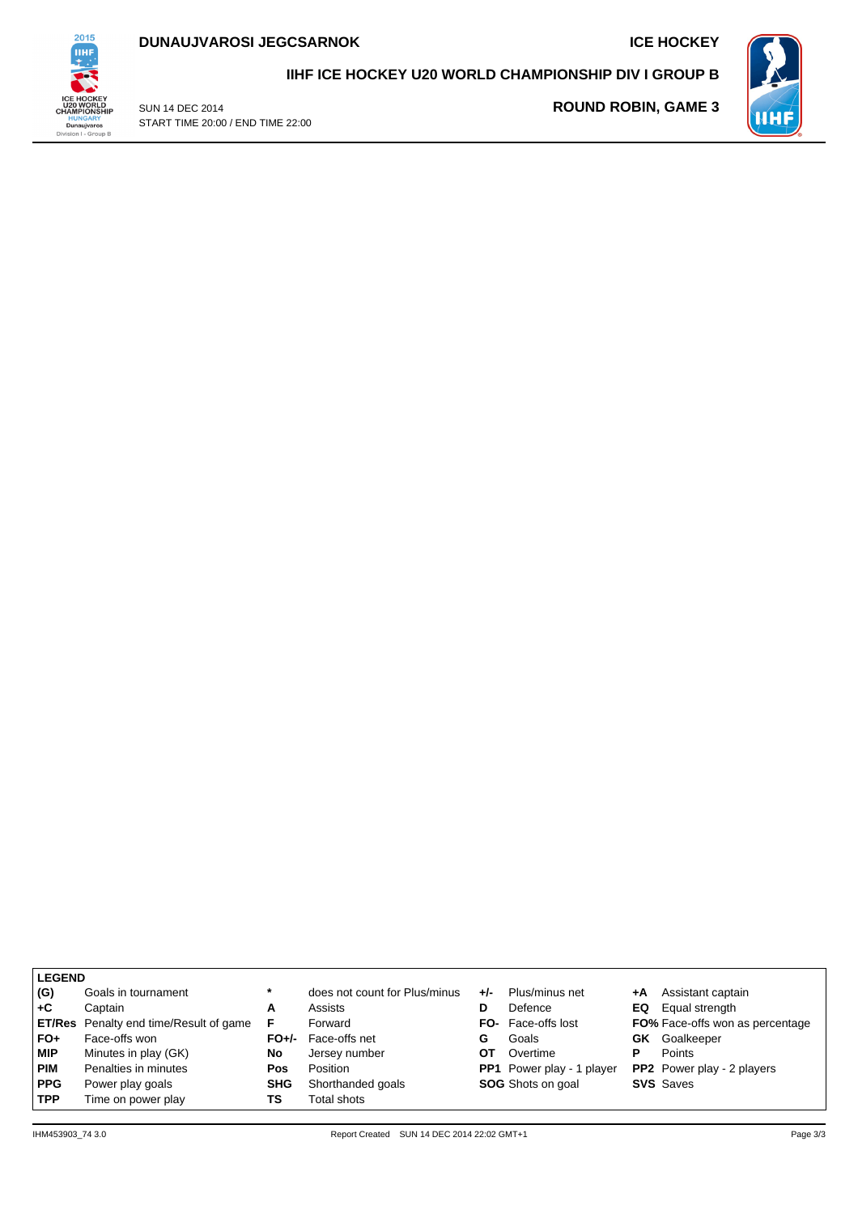| LEGEND | | | | | | | |
|---|---|---|---|---|---|---|---|
| (G) | Goals in tournament | * | does not count for Plus/minus | +/- | Plus/minus net | +A | Assistant captain |
| +C | Captain | A | Assists | D | Defence | EQ | Equal strength |
| ET/Res | Penalty end time/Result of game | F | Forward | FO- | Face-offs lost | FO% | Face-offs won as percentage |
| FO+ | Face-offs won | FO+/- | Face-offs net | G | Goals | GK | Goalkeeper |
| MIP | Minutes in play (GK) | No | Jersey number | OT | Overtime | P | Points |
| PIM | Penalties in minutes | Pos | Position | PP1 | Power play - 1 player | PP2 | Power play - 2 players |
| PPG | Power play goals | SHG | Shorthanded goals | SOG | Shots on goal | SVS | Saves |
| TPP | Time on power play | TS | Total shots | | | | |